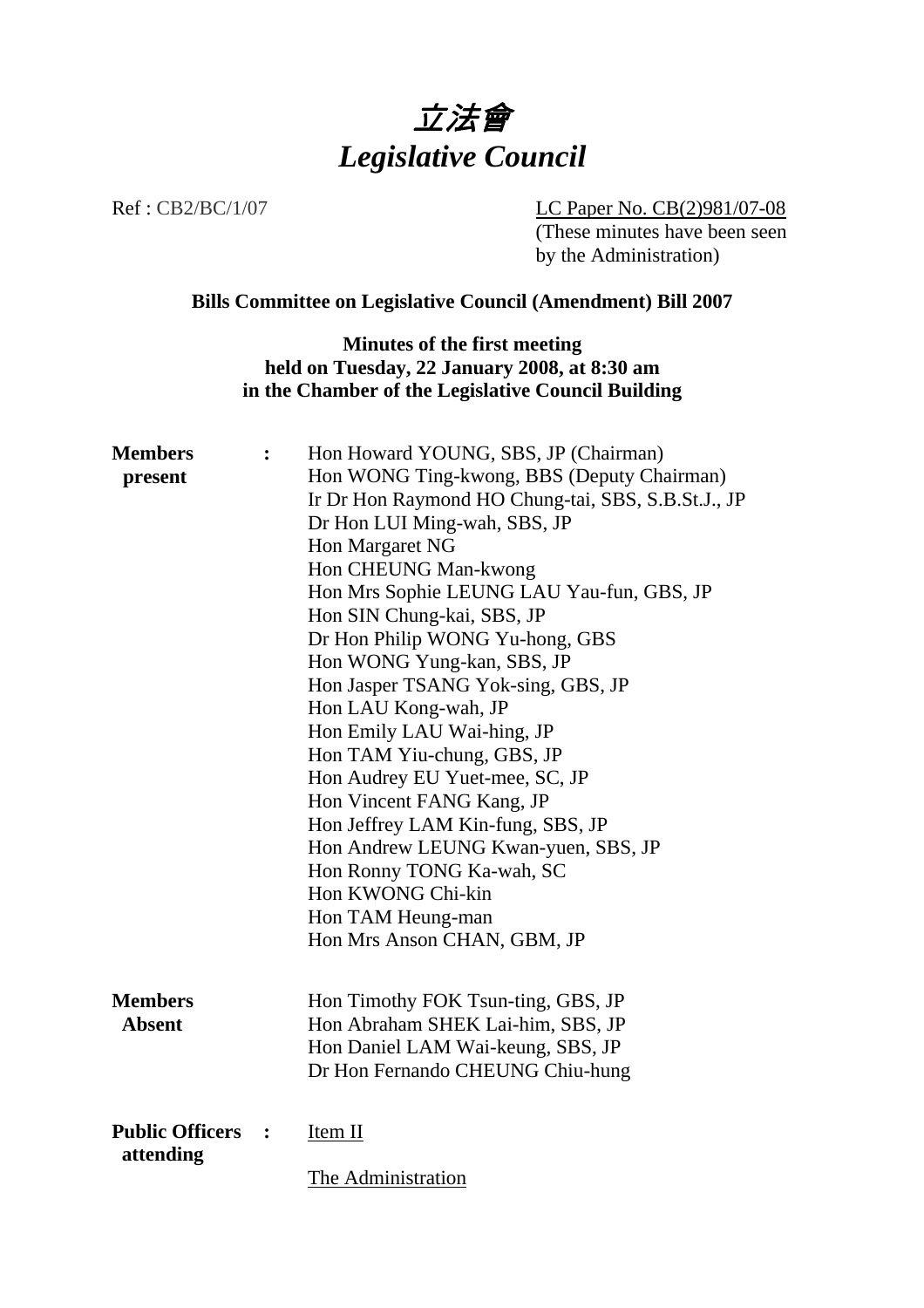# 立法會
# *Legislative Council*

Ref : CB2/BC/1/07

LC Paper No. CB(2)981/07-08
(These minutes have been seen by the Administration)

**Bills Committee on Legislative Council (Amendment) Bill 2007**

**Minutes of the first meeting held on Tuesday, 22 January 2008, at 8:30 am in the Chamber of the Legislative Council Building**

| | | |
|---|---|---|
| **Members present** | **:** | Hon Howard YOUNG, SBS, JP (Chairman)<br>Hon WONG Ting-kwong, BBS (Deputy Chairman)<br>Ir Dr Hon Raymond HO Chung-tai, SBS, S.B.St.J., JP<br>Dr Hon LUI Ming-wah, SBS, JP<br>Hon Margaret NG<br>Hon CHEUNG Man-kwong<br>Hon Mrs Sophie LEUNG LAU Yau-fun, GBS, JP<br>Hon SIN Chung-kai, SBS, JP<br>Dr Hon Philip WONG Yu-hong, GBS<br>Hon WONG Yung-kan, SBS, JP<br>Hon Jasper TSANG Yok-sing, GBS, JP<br>Hon LAU Kong-wah, JP<br>Hon Emily LAU Wai-hing, JP<br>Hon TAM Yiu-chung, GBS, JP<br>Hon Audrey EU Yuet-mee, SC, JP<br>Hon Vincent FANG Kang, JP<br>Hon Jeffrey LAM Kin-fung, SBS, JP<br>Hon Andrew LEUNG Kwan-yuen, SBS, JP<br>Hon Ronny TONG Ka-wah, SC<br>Hon KWONG Chi-kin<br>Hon TAM Heung-man<br>Hon Mrs Anson CHAN, GBM, JP |
| **Members Absent** | | Hon Timothy FOK Tsun-ting, GBS, JP<br>Hon Abraham SHEK Lai-him, SBS, JP<br>Hon Daniel LAM Wai-keung, SBS, JP<br>Dr Hon Fernando CHEUNG Chiu-hung |
| **Public Officers attending** | **:** | Item II<br><br>The Administration |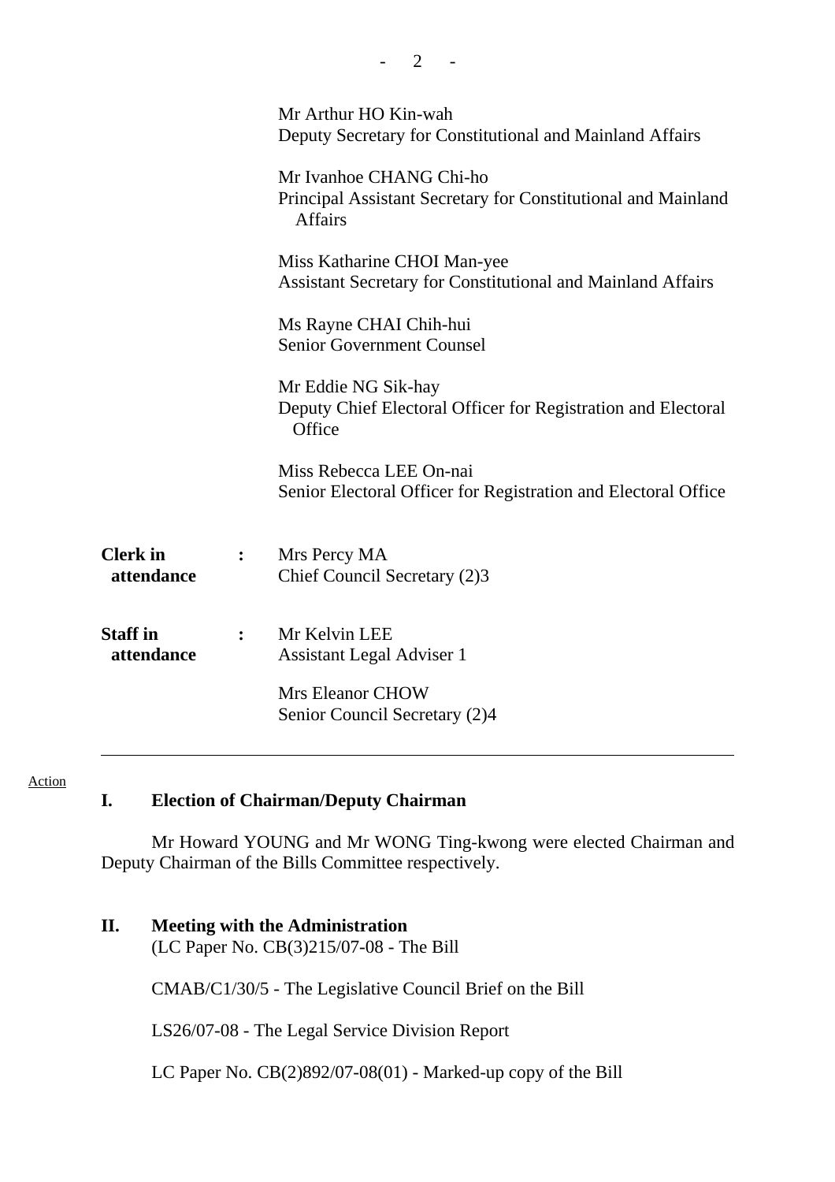Mr Arthur HO Kin-wah
Deputy Secretary for Constitutional and Mainland Affairs

Mr Ivanhoe CHANG Chi-ho
Principal Assistant Secretary for Constitutional and Mainland Affairs

Miss Katharine CHOI Man-yee
Assistant Secretary for Constitutional and Mainland Affairs

Ms Rayne CHAI Chih-hui
Senior Government Counsel

Mr Eddie NG Sik-hay
Deputy Chief Electoral Officer for Registration and Electoral Office

Miss Rebecca LEE On-nai
Senior Electoral Officer for Registration and Electoral Office

**Clerk in attendance** : Mrs Percy MA
Chief Council Secretary (2)3

**Staff in attendance** : Mr Kelvin LEE
Assistant Legal Adviser 1

Mrs Eleanor CHOW
Senior Council Secretary (2)4

---

Action

## I. Election of Chairman/Deputy Chairman

Mr Howard YOUNG and Mr WONG Ting-kwong were elected Chairman and Deputy Chairman of the Bills Committee respectively.

## II. Meeting with the Administration

(LC Paper No. CB(3)215/07-08 - The Bill

CMAB/C1/30/5 - The Legislative Council Brief on the Bill

LS26/07-08 - The Legal Service Division Report

LC Paper No. CB(2)892/07-08(01) - Marked-up copy of the Bill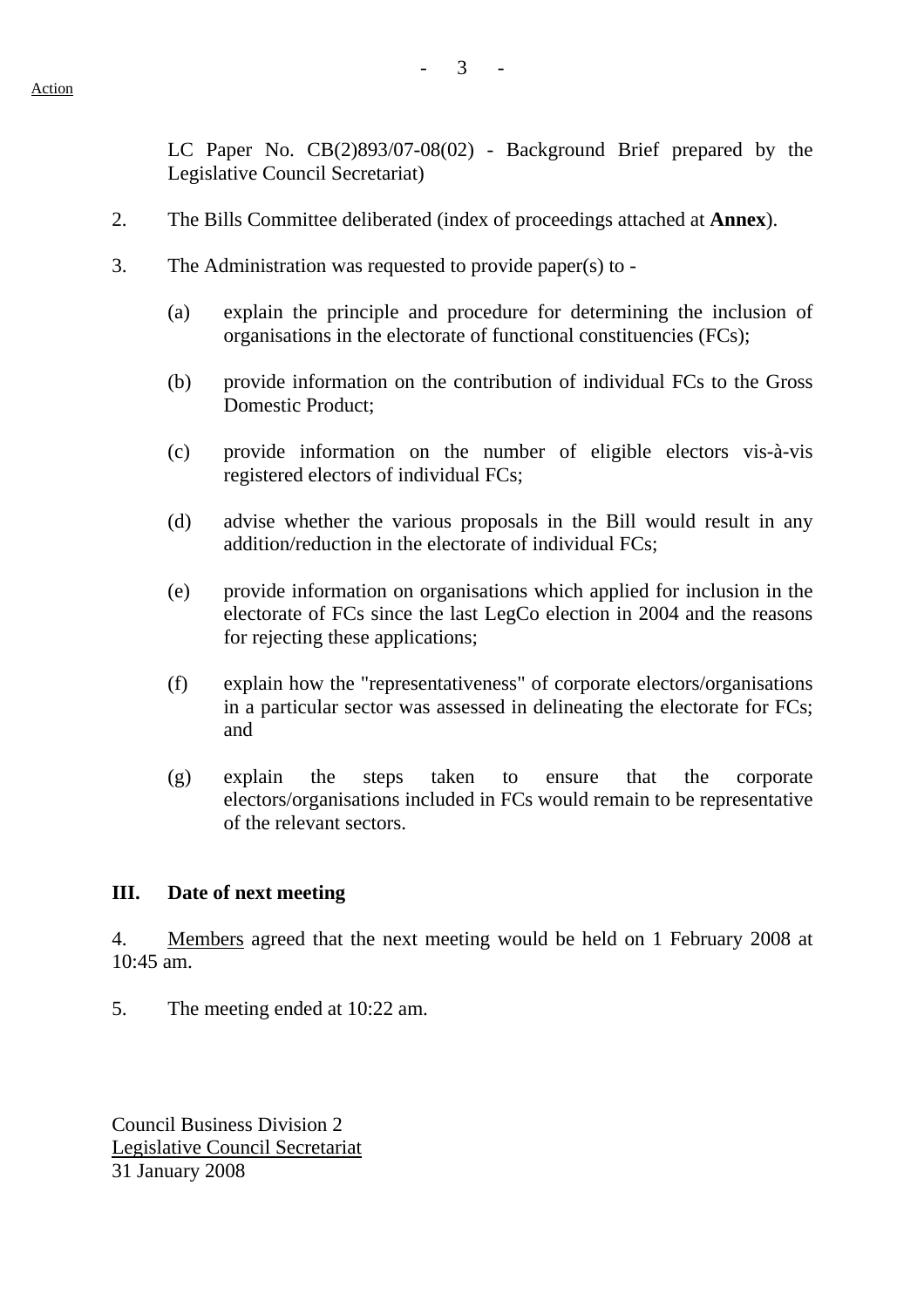LC Paper No. CB(2)893/07-08(02) - Background Brief prepared by the Legislative Council Secretariat)

2. The Bills Committee deliberated (index of proceedings attached at **Annex**).

3. The Administration was requested to provide paper(s) to -

(a) explain the principle and procedure for determining the inclusion of organisations in the electorate of functional constituencies (FCs);

(b) provide information on the contribution of individual FCs to the Gross Domestic Product;

(c) provide information on the number of eligible electors vis-à-vis registered electors of individual FCs;

(d) advise whether the various proposals in the Bill would result in any addition/reduction in the electorate of individual FCs;

(e) provide information on organisations which applied for inclusion in the electorate of FCs since the last LegCo election in 2004 and the reasons for rejecting these applications;

(f) explain how the "representativeness" of corporate electors/organisations in a particular sector was assessed in delineating the electorate for FCs; and

(g) explain the steps taken to ensure that the corporate electors/organisations included in FCs would remain to be representative of the relevant sectors.

## III. Date of next meeting

4. Members agreed that the next meeting would be held on 1 February 2008 at 10:45 am.

5. The meeting ended at 10:22 am.

Council Business Division 2
Legislative Council Secretariat
31 January 2008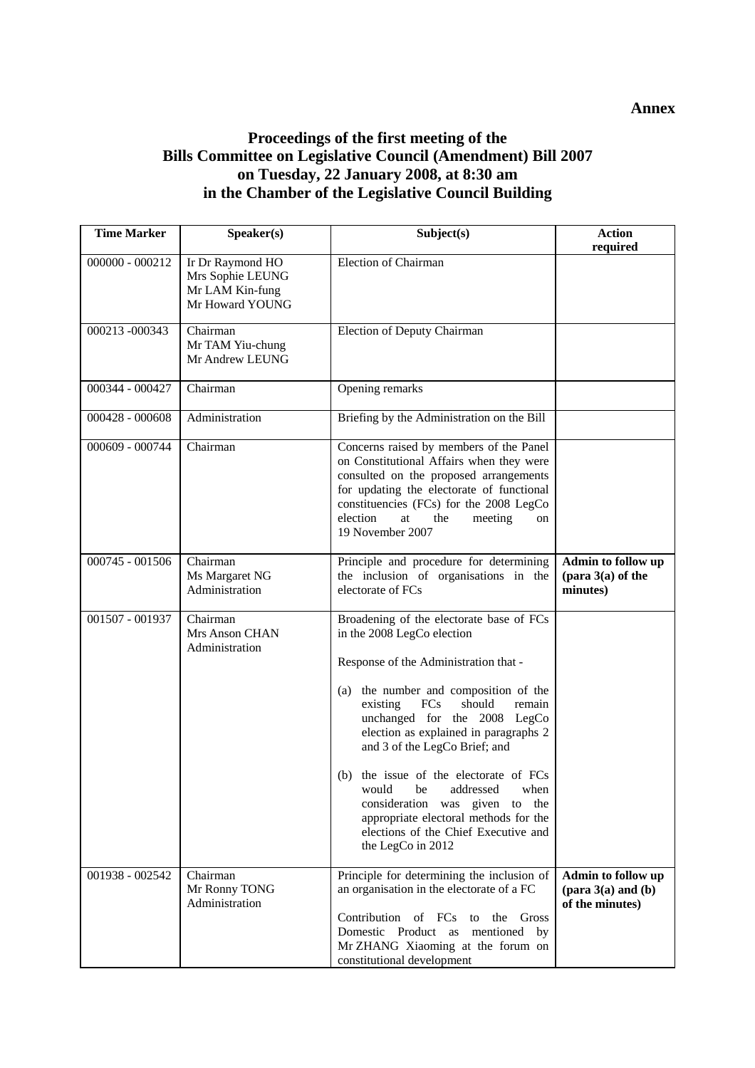**Annex**

# Proceedings of the first meeting of the Bills Committee on Legislative Council (Amendment) Bill 2007 on Tuesday, 22 January 2008, at 8:30 am in the Chamber of the Legislative Council Building

| Time Marker | Speaker(s) | Subject(s) | Action required |
|---|---|---|---|
| 000000 - 000212 | Ir Dr Raymond HO<br>Mrs Sophie LEUNG<br>Mr LAM Kin-fung<br>Mr Howard YOUNG | Election of Chairman | |
| 000213 -000343 | Chairman<br>Mr TAM Yiu-chung<br>Mr Andrew LEUNG | Election of Deputy Chairman | |
| 000344 - 000427 | Chairman | Opening remarks | |
| 000428 - 000608 | Administration | Briefing by the Administration on the Bill | |
| 000609 - 000744 | Chairman | Concerns raised by members of the Panel on Constitutional Affairs when they were consulted on the proposed arrangements for updating the electorate of functional constituencies (FCs) for the 2008 LegCo election at the meeting on 19 November 2007 | |
| 000745 - 001506 | Chairman<br>Ms Margaret NG<br>Administration | Principle and procedure for determining the inclusion of organisations in the electorate of FCs | **Admin to follow up (para 3(a) of the minutes)** |
| 001507 - 001937 | Chairman<br>Mrs Anson CHAN<br>Administration | Broadening of the electorate base of FCs in the 2008 LegCo election<br><br>Response of the Administration that -<br><br>(a) the number and composition of the existing FCs should remain unchanged for the 2008 LegCo election as explained in paragraphs 2 and 3 of the LegCo Brief; and<br><br>(b) the issue of the electorate of FCs would be addressed when consideration was given to the appropriate electoral methods for the elections of the Chief Executive and the LegCo in 2012 | |
| 001938 - 002542 | Chairman<br>Mr Ronny TONG<br>Administration | Principle for determining the inclusion of an organisation in the electorate of a FC<br><br>Contribution of FCs to the Gross Domestic Product as mentioned by Mr ZHANG Xiaoming at the forum on constitutional development | **Admin to follow up (para 3(a) and (b) of the minutes)** |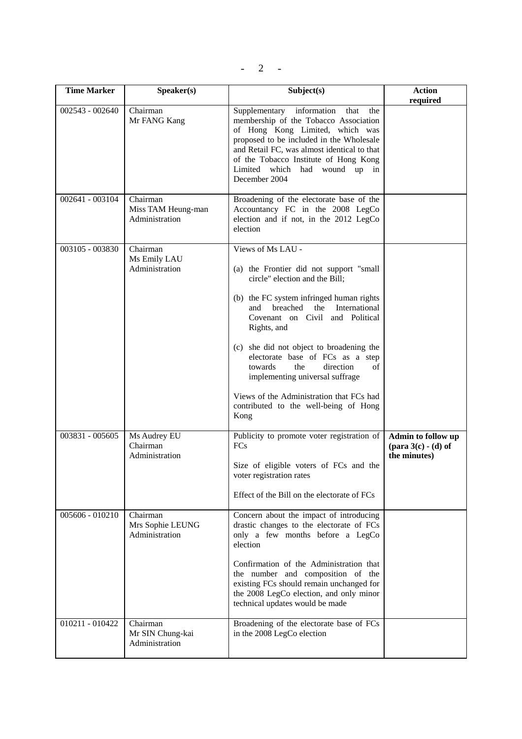| Time Marker | Speaker(s) | Subject(s) | Action required |
|---|---|---|---|
| 002543 - 002640 | Chairman<br>Mr FANG Kang | Supplementary information that the membership of the Tobacco Association of Hong Kong Limited, which was proposed to be included in the Wholesale and Retail FC, was almost identical to that of the Tobacco Institute of Hong Kong Limited which had wound up in December 2004 | |
| 002641 - 003104 | Chairman<br>Miss TAM Heung-man<br>Administration | Broadening of the electorate base of the Accountancy FC in the 2008 LegCo election and if not, in the 2012 LegCo election | |
| 003105 - 003830 | Chairman<br>Ms Emily LAU<br>Administration | Views of Ms LAU -<br><br>(a) the Frontier did not support "small circle" election and the Bill;<br><br>(b) the FC system infringed human rights and breached the International Covenant on Civil and Political Rights, and<br><br>(c) she did not object to broadening the electorate base of FCs as a step towards the direction of implementing universal suffrage<br><br>Views of the Administration that FCs had contributed to the well-being of Hong Kong | |
| 003831 - 005605 | Ms Audrey EU<br>Chairman<br>Administration | Publicity to promote voter registration of FCs<br><br>Size of eligible voters of FCs and the voter registration rates<br><br>Effect of the Bill on the electorate of FCs | **Admin to follow up (para 3(c) - (d) of the minutes)** |
| 005606 - 010210 | Chairman<br>Mrs Sophie LEUNG<br>Administration | Concern about the impact of introducing drastic changes to the electorate of FCs only a few months before a LegCo election<br><br>Confirmation of the Administration that the number and composition of the existing FCs should remain unchanged for the 2008 LegCo election, and only minor technical updates would be made | |
| 010211 - 010422 | Chairman<br>Mr SIN Chung-kai<br>Administration | Broadening of the electorate base of FCs in the 2008 LegCo election | |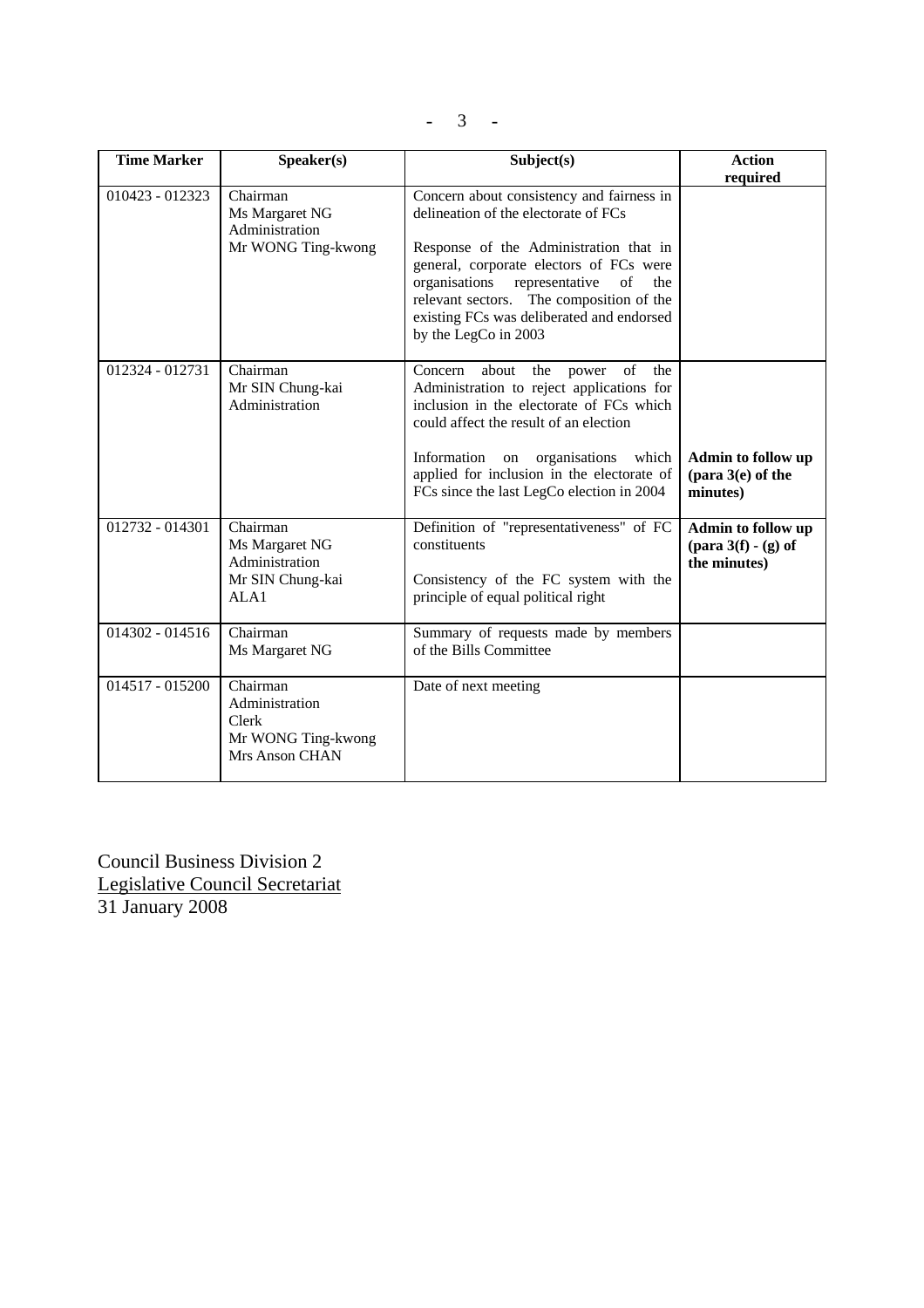| Time Marker | Speaker(s) | Subject(s) | Action required |
|---|---|---|---|
| 010423 - 012323 | Chairman<br>Ms Margaret NG<br>Administration<br>Mr WONG Ting-kwong | Concern about consistency and fairness in delineation of the electorate of FCs<br><br>Response of the Administration that in general, corporate electors of FCs were organisations representative of the relevant sectors. The composition of the existing FCs was deliberated and endorsed by the LegCo in 2003 | |
| 012324 - 012731 | Chairman<br>Mr SIN Chung-kai<br>Administration | Concern about the power of the Administration to reject applications for inclusion in the electorate of FCs which could affect the result of an election<br><br>Information on organisations which applied for inclusion in the electorate of FCs since the last LegCo election in 2004 | **Admin to follow up (para 3(e) of the minutes)** |
| 012732 - 014301 | Chairman<br>Ms Margaret NG<br>Administration<br>Mr SIN Chung-kai<br>ALA1 | Definition of "representativeness" of FC constituents<br><br>Consistency of the FC system with the principle of equal political right | **Admin to follow up (para 3(f) - (g) of the minutes)** |
| 014302 - 014516 | Chairman<br>Ms Margaret NG | Summary of requests made by members of the Bills Committee | |
| 014517 - 015200 | Chairman<br>Administration<br>Clerk<br>Mr WONG Ting-kwong<br>Mrs Anson CHAN | Date of next meeting | |

Council Business Division 2
Legislative Council Secretariat
31 January 2008